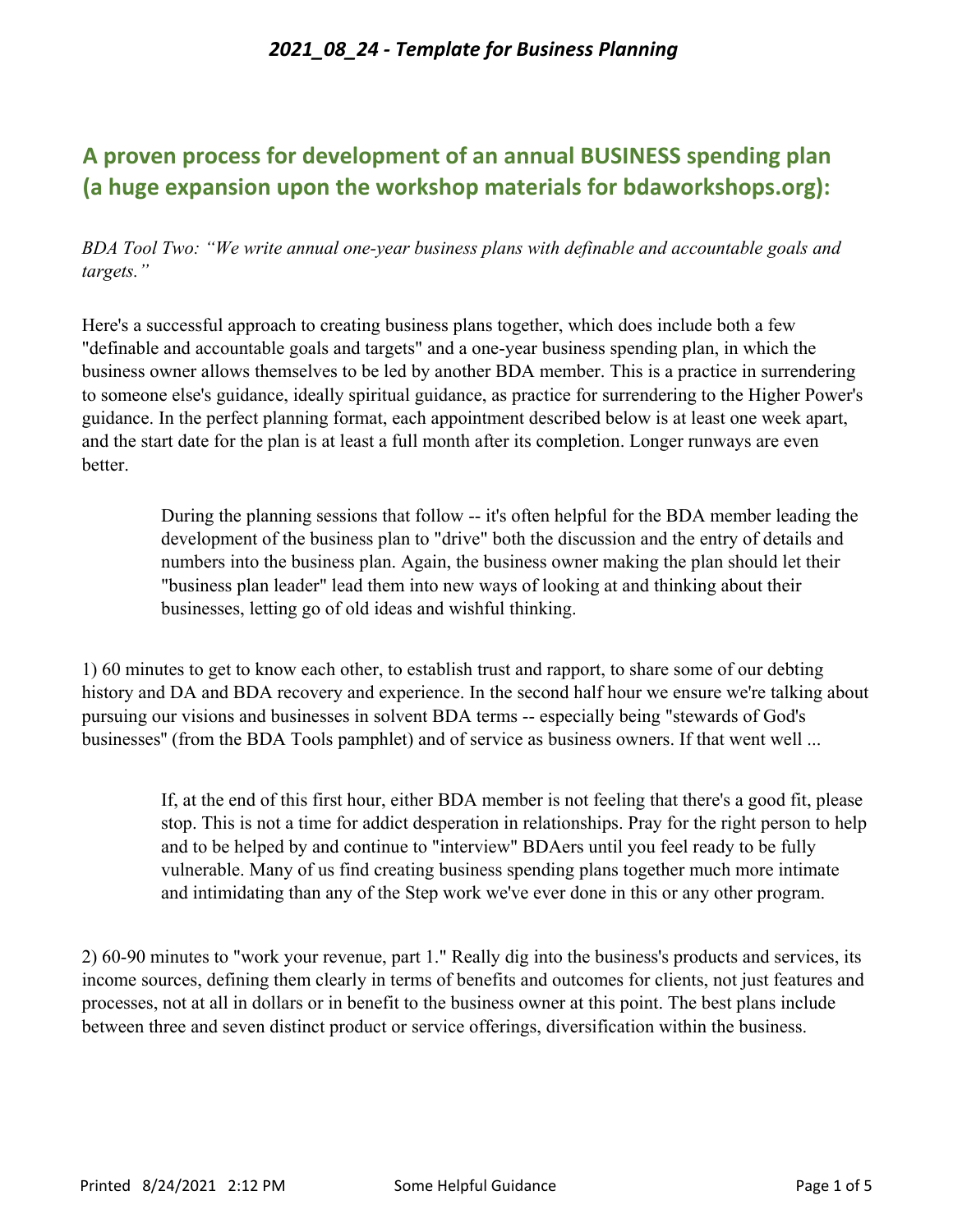# A proven process for development of an annual BUSINESS spending plan (a huge expansion upon the workshop materials for bdaworkshops.org):

*BDA Tool Two: "We write annual one-year business plans with definable and accountable goals and targets."*

Here's a successful approach to creating business plans together, which does include both a few "definable and accountable goals and targets" and a one-year business spending plan, in which the business owner allows themselves to be led by another BDA member. This is a practice in surrendering to someone else's guidance, ideally spiritual guidance, as practice for surrendering to the Higher Power's guidance. In the perfect planning format, each appointment described below is at least one week apart, and the start date for the plan is at least a full month after its completion. Longer runways are even better.

> During the planning sessions that follow -- it's often helpful for the BDA member leading the development of the business plan to "drive" both the discussion and the entry of details and numbers into the business plan. Again, the business owner making the plan should let their "business plan leader" lead them into new ways of looking at and thinking about their businesses, letting go of old ideas and wishful thinking.

1) 60 minutes to get to know each other, to establish trust and rapport, to share some of our debting history and DA and BDA recovery and experience. In the second half hour we ensure we're talking about pursuing our visions and businesses in solvent BDA terms -- especially being "stewards of God's businesses" (from the BDA Tools pamphlet) and of service as business owners. If that went well ...

> If, at the end of this first hour, either BDA member is not feeling that there's a good fit, please stop. This is not a time for addict desperation in relationships. Pray for the right person to help and to be helped by and continue to "interview" BDAers until you feel ready to be fully vulnerable. Many of us find creating business spending plans together much more intimate and intimidating than any of the Step work we've ever done in this or any other program.

2) 60-90 minutes to "work your revenue, part 1." Really dig into the business's products and services, its income sources, defining them clearly in terms of benefits and outcomes for clients, not just features and processes, not at all in dollars or in benefit to the business owner at this point. The best plans include between three and seven distinct product or service offerings, diversification within the business.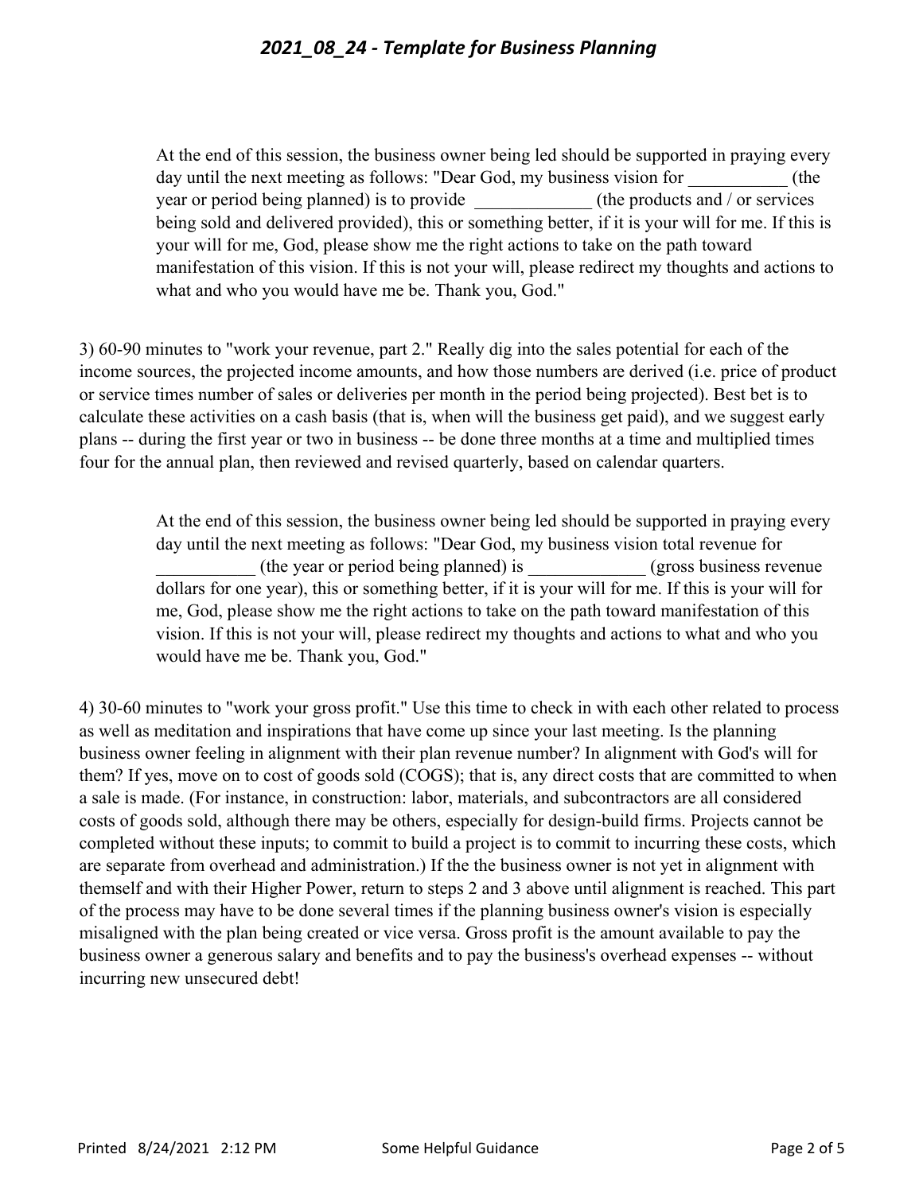> At the end of this session, the business owner being led should be supported in praying every day until the next meeting as follows: "Dear God, my business vision for ___________ (the year or period being planned) is to provide _____________ (the products and / or services being sold and delivered provided), this or something better, if it is your will for me. If this is your will for me, God, please show me the right actions to take on the path toward manifestation of this vision. If this is not your will, please redirect my thoughts and actions to what and who you would have me be. Thank you, God."

3) 60-90 minutes to "work your revenue, part 2." Really dig into the sales potential for each of the income sources, the projected income amounts, and how those numbers are derived (i.e. price of product or service times number of sales or deliveries per month in the period being projected). Best bet is to calculate these activities on a cash basis (that is, when will the business get paid), and we suggest early plans -- during the first year or two in business -- be done three months at a time and multiplied times four for the annual plan, then reviewed and revised quarterly, based on calendar quarters.

> At the end of this session, the business owner being led should be supported in praying every day until the next meeting as follows: "Dear God, my business vision total revenue for ___________ (the year or period being planned) is _____________ (gross business revenue dollars for one year), this or something better, if it is your will for me. If this is your will for me, God, please show me the right actions to take on the path toward manifestation of this vision. If this is not your will, please redirect my thoughts and actions to what and who you would have me be. Thank you, God."

4) 30-60 minutes to "work your gross profit." Use this time to check in with each other related to process as well as meditation and inspirations that have come up since your last meeting. Is the planning business owner feeling in alignment with their plan revenue number? In alignment with God's will for them? If yes, move on to cost of goods sold (COGS); that is, any direct costs that are committed to when a sale is made. (For instance, in construction: labor, materials, and subcontractors are all considered costs of goods sold, although there may be others, especially for design-build firms. Projects cannot be completed without these inputs; to commit to build a project is to commit to incurring these costs, which are separate from overhead and administration.) If the the business owner is not yet in alignment with themself and with their Higher Power, return to steps 2 and 3 above until alignment is reached. This part of the process may have to be done several times if the planning business owner's vision is especially misaligned with the plan being created or vice versa. Gross profit is the amount available to pay the business owner a generous salary and benefits and to pay the business's overhead expenses -- without incurring new unsecured debt!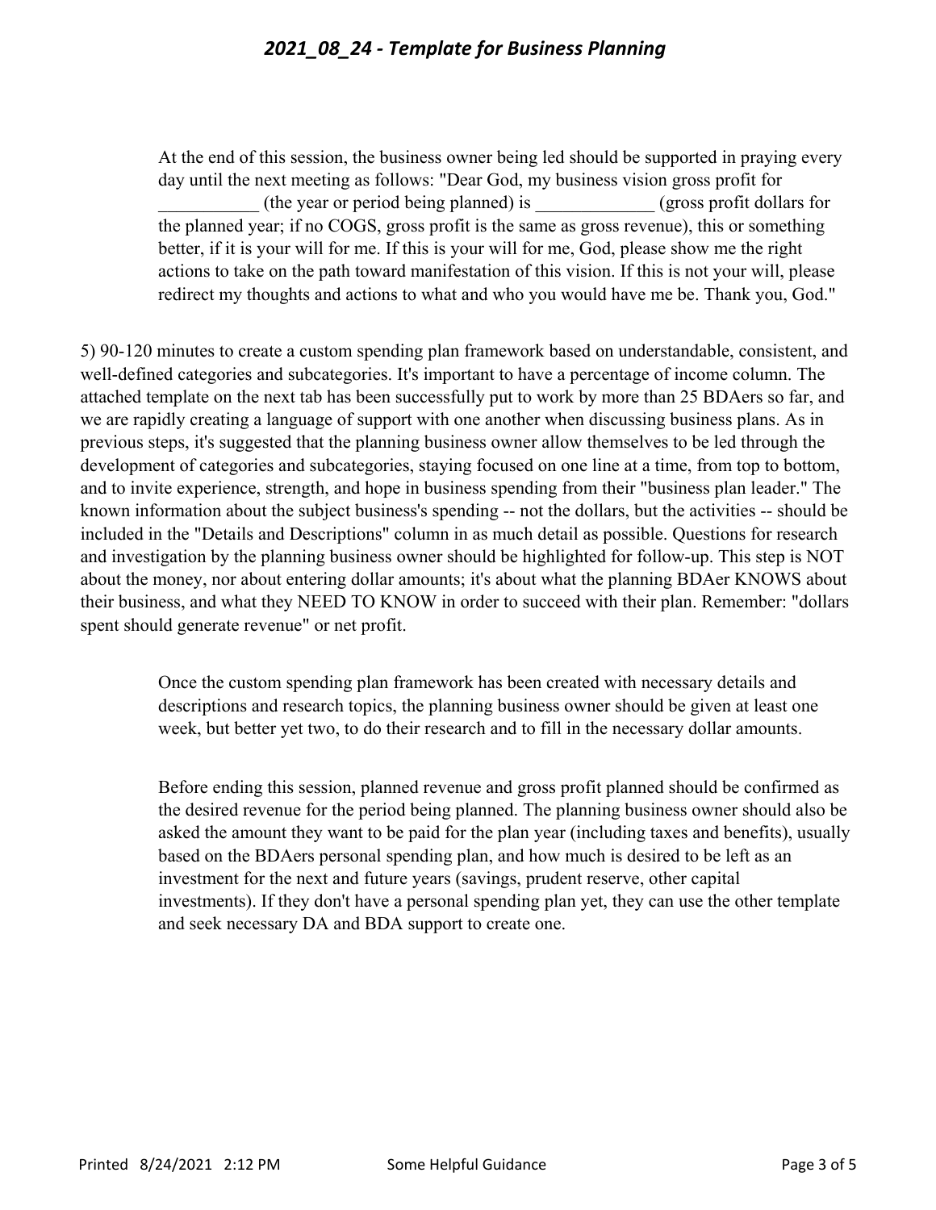At the end of this session, the business owner being led should be supported in praying every day until the next meeting as follows: "Dear God, my business vision gross profit for ___________ (the year or period being planned) is _____________ (gross profit dollars for the planned year; if no COGS, gross profit is the same as gross revenue), this or something better, if it is your will for me. If this is your will for me, God, please show me the right actions to take on the path toward manifestation of this vision. If this is not your will, please redirect my thoughts and actions to what and who you would have me be. Thank you, God."

5) 90-120 minutes to create a custom spending plan framework based on understandable, consistent, and well-defined categories and subcategories. It's important to have a percentage of income column. The attached template on the next tab has been successfully put to work by more than 25 BDAers so far, and we are rapidly creating a language of support with one another when discussing business plans. As in previous steps, it's suggested that the planning business owner allow themselves to be led through the development of categories and subcategories, staying focused on one line at a time, from top to bottom, and to invite experience, strength, and hope in business spending from their "business plan leader." The known information about the subject business's spending -- not the dollars, but the activities -- should be included in the "Details and Descriptions" column in as much detail as possible. Questions for research and investigation by the planning business owner should be highlighted for follow-up. This step is NOT about the money, nor about entering dollar amounts; it's about what the planning BDAer KNOWS about their business, and what they NEED TO KNOW in order to succeed with their plan. Remember: "dollars spent should generate revenue" or net profit.

Once the custom spending plan framework has been created with necessary details and descriptions and research topics, the planning business owner should be given at least one week, but better yet two, to do their research and to fill in the necessary dollar amounts.

Before ending this session, planned revenue and gross profit planned should be confirmed as the desired revenue for the period being planned. The planning business owner should also be asked the amount they want to be paid for the plan year (including taxes and benefits), usually based on the BDAers personal spending plan, and how much is desired to be left as an investment for the next and future years (savings, prudent reserve, other capital investments). If they don't have a personal spending plan yet, they can use the other template and seek necessary DA and BDA support to create one.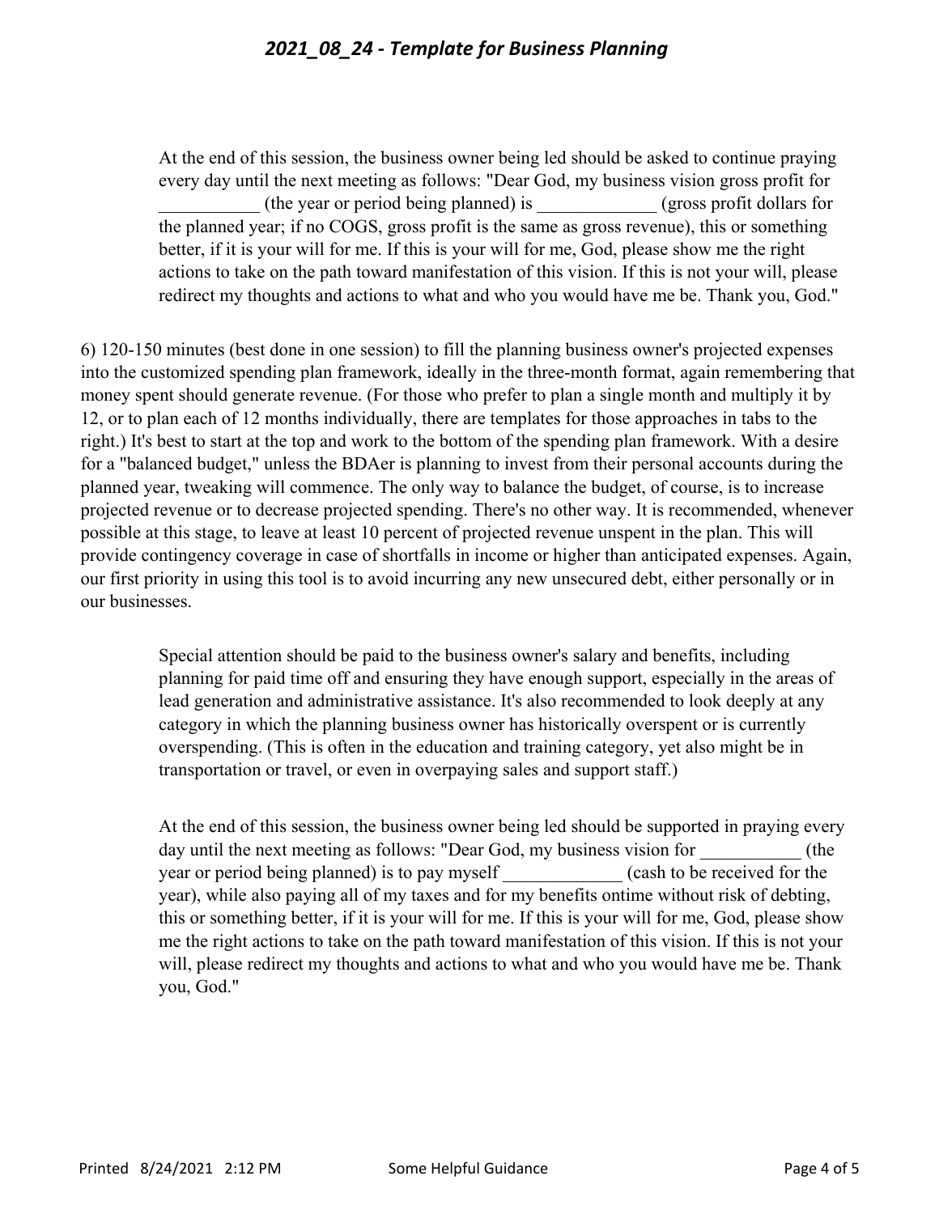> At the end of this session, the business owner being led should be asked to continue praying every day until the next meeting as follows: "Dear God, my business vision gross profit for ___________ (the year or period being planned) is _____________ (gross profit dollars for the planned year; if no COGS, gross profit is the same as gross revenue), this or something better, if it is your will for me. If this is your will for me, God, please show me the right actions to take on the path toward manifestation of this vision. If this is not your will, please redirect my thoughts and actions to what and who you would have me be. Thank you, God."

6) 120-150 minutes (best done in one session) to fill the planning business owner's projected expenses into the customized spending plan framework, ideally in the three-month format, again remembering that money spent should generate revenue. (For those who prefer to plan a single month and multiply it by 12, or to plan each of 12 months individually, there are templates for those approaches in tabs to the right.) It's best to start at the top and work to the bottom of the spending plan framework. With a desire for a "balanced budget," unless the BDAer is planning to invest from their personal accounts during the planned year, tweaking will commence. The only way to balance the budget, of course, is to increase projected revenue or to decrease projected spending. There's no other way. It is recommended, whenever possible at this stage, to leave at least 10 percent of projected revenue unspent in the plan. This will provide contingency coverage in case of shortfalls in income or higher than anticipated expenses. Again, our first priority in using this tool is to avoid incurring any new unsecured debt, either personally or in our businesses.

> Special attention should be paid to the business owner's salary and benefits, including planning for paid time off and ensuring they have enough support, especially in the areas of lead generation and administrative assistance. It's also recommended to look deeply at any category in which the planning business owner has historically overspent or is currently overspending. (This is often in the education and training category, yet also might be in transportation or travel, or even in overpaying sales and support staff.)
>
> At the end of this session, the business owner being led should be supported in praying every day until the next meeting as follows: "Dear God, my business vision for ___________ (the year or period being planned) is to pay myself _____________ (cash to be received for the year), while also paying all of my taxes and for my benefits ontime without risk of debting, this or something better, if it is your will for me. If this is your will for me, God, please show me the right actions to take on the path toward manifestation of this vision. If this is not your will, please redirect my thoughts and actions to what and who you would have me be. Thank you, God."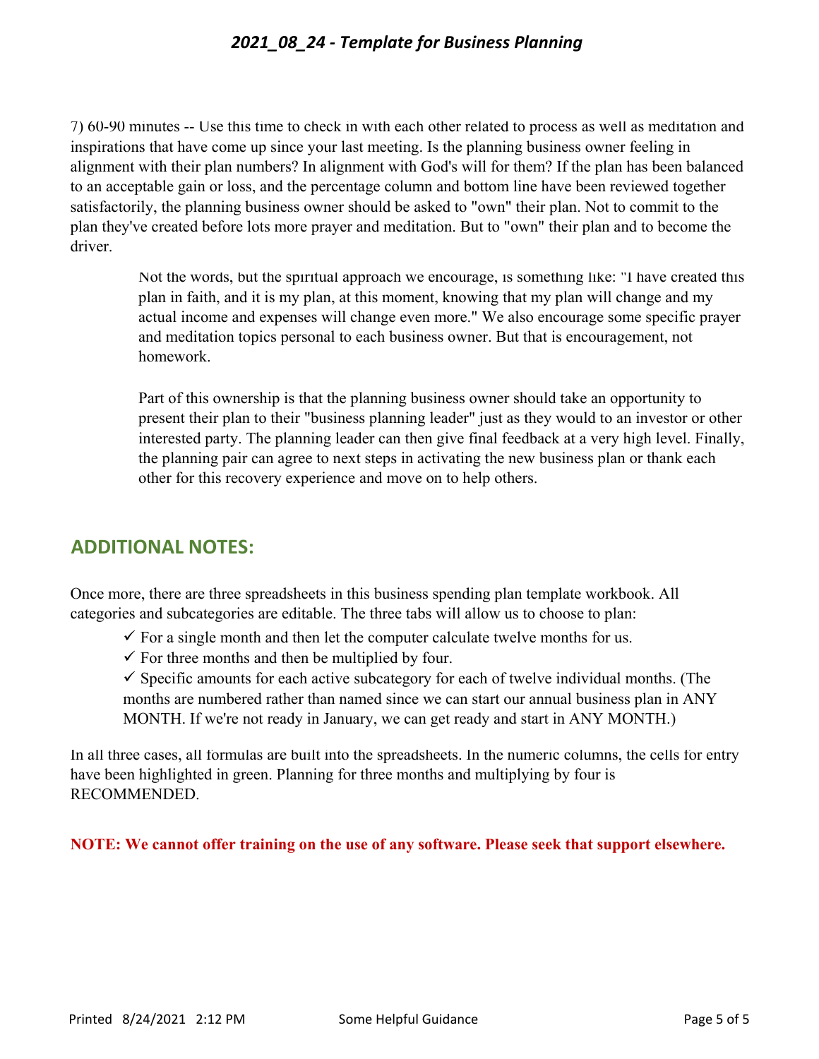7) 60-90 minutes -- Use this time to check in with each other related to process as well as meditation and inspirations that have come up since your last meeting. Is the planning business owner feeling in alignment with their plan numbers? In alignment with God's will for them? If the plan has been balanced to an acceptable gain or loss, and the percentage column and bottom line have been reviewed together satisfactorily, the planning business owner should be asked to "own" their plan. Not to commit to the plan they've created before lots more prayer and meditation. But to "own" their plan and to become the driver.

> Not the words, but the spiritual approach we encourage, is something like: "I have created this plan in faith, and it is my plan, at this moment, knowing that my plan will change and my actual income and expenses will change even more." We also encourage some specific prayer and meditation topics personal to each business owner. But that is encouragement, not homework.
>
> Part of this ownership is that the planning business owner should take an opportunity to present their plan to their "business planning leader" just as they would to an investor or other interested party. The planning leader can then give final feedback at a very high level. Finally, the planning pair can agree to next steps in activating the new business plan or thank each other for this recovery experience and move on to help others.

## ADDITIONAL NOTES:

Once more, there are three spreadsheets in this business spending plan template workbook. All categories and subcategories are editable. The three tabs will allow us to choose to plan:

- ✓ For a single month and then let the computer calculate twelve months for us.
- ✓ For three months and then be multiplied by four.
- ✓ Specific amounts for each active subcategory for each of twelve individual months. (The months are numbered rather than named since we can start our annual business plan in ANY MONTH. If we're not ready in January, we can get ready and start in ANY MONTH.)

In all three cases, all formulas are built into the spreadsheets. In the numeric columns, the cells for entry have been highlighted in green. Planning for three months and multiplying by four is RECOMMENDED.

**NOTE: We cannot offer training on the use of any software. Please seek that support elsewhere.**